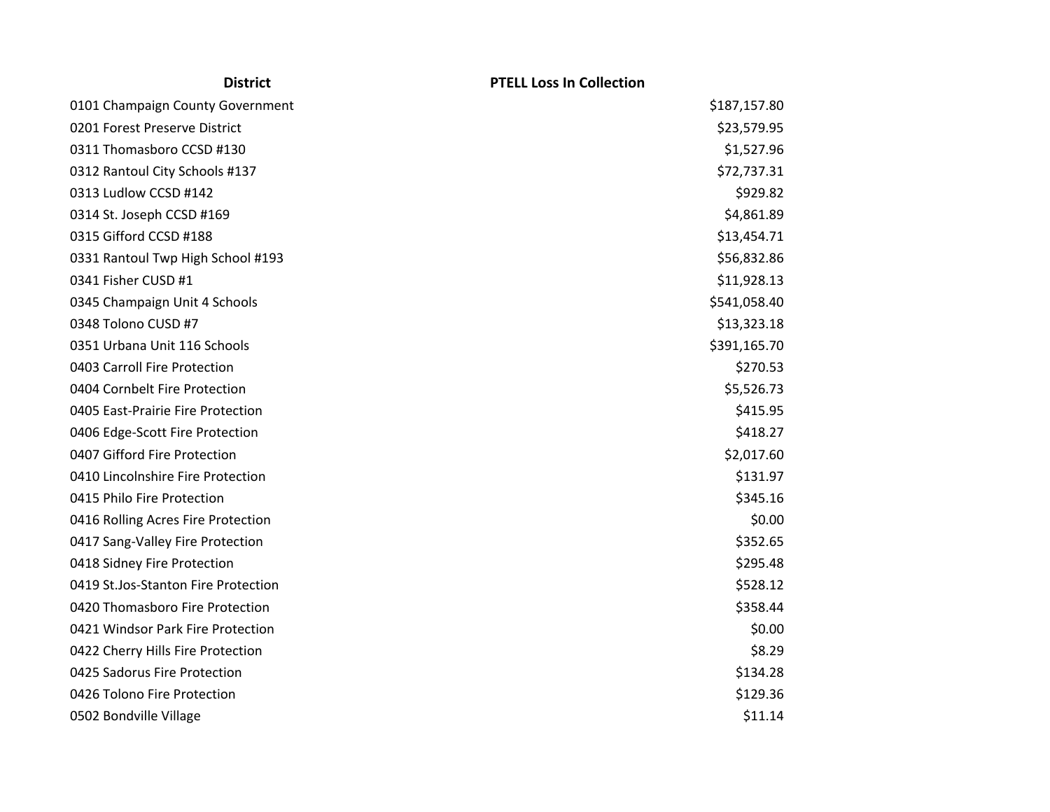| District | PTELL Loss In Collection |
|---|---|
| 0101 Champaign County Government | $187,157.80 |
| 0201 Forest Preserve District | $23,579.95 |
| 0311 Thomasboro CCSD #130 | $1,527.96 |
| 0312 Rantoul City Schools #137 | $72,737.31 |
| 0313 Ludlow CCSD #142 | $929.82 |
| 0314 St. Joseph CCSD #169 | $4,861.89 |
| 0315 Gifford CCSD #188 | $13,454.71 |
| 0331 Rantoul Twp High School #193 | $56,832.86 |
| 0341 Fisher CUSD #1 | $11,928.13 |
| 0345 Champaign Unit 4 Schools | $541,058.40 |
| 0348 Tolono CUSD #7 | $13,323.18 |
| 0351 Urbana Unit 116 Schools | $391,165.70 |
| 0403 Carroll Fire Protection | $270.53 |
| 0404 Cornbelt Fire Protection | $5,526.73 |
| 0405 East-Prairie Fire Protection | $415.95 |
| 0406 Edge-Scott Fire Protection | $418.27 |
| 0407 Gifford Fire Protection | $2,017.60 |
| 0410 Lincolnshire Fire Protection | $131.97 |
| 0415 Philo Fire Protection | $345.16 |
| 0416 Rolling Acres Fire Protection | $0.00 |
| 0417 Sang-Valley Fire Protection | $352.65 |
| 0418 Sidney Fire Protection | $295.48 |
| 0419 St.Jos-Stanton Fire Protection | $528.12 |
| 0420 Thomasboro Fire Protection | $358.44 |
| 0421 Windsor Park Fire Protection | $0.00 |
| 0422 Cherry Hills Fire Protection | $8.29 |
| 0425 Sadorus Fire Protection | $134.28 |
| 0426 Tolono Fire Protection | $129.36 |
| 0502 Bondville Village | $11.14 |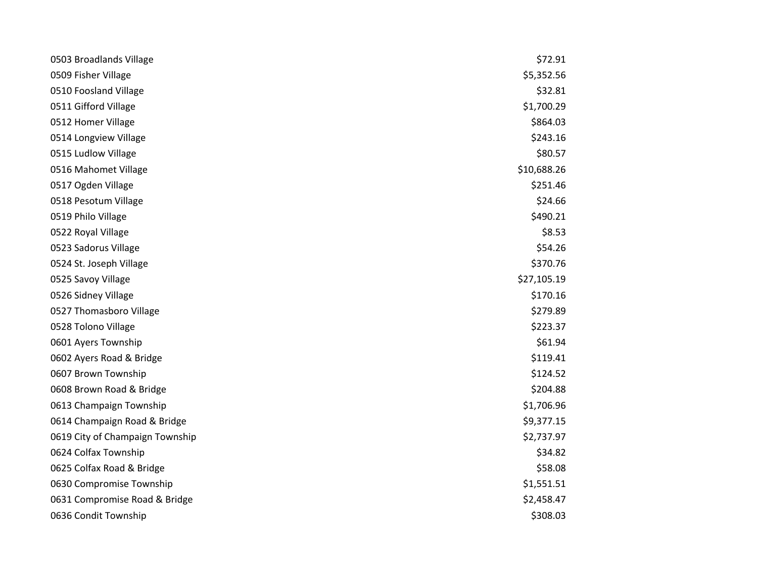| | |
|---|---|
| 0503 Broadlands Village | $72.91 |
| 0509 Fisher Village | $5,352.56 |
| 0510 Foosland Village | $32.81 |
| 0511 Gifford Village | $1,700.29 |
| 0512 Homer Village | $864.03 |
| 0514 Longview Village | $243.16 |
| 0515 Ludlow Village | $80.57 |
| 0516 Mahomet Village | $10,688.26 |
| 0517 Ogden Village | $251.46 |
| 0518 Pesotum Village | $24.66 |
| 0519 Philo Village | $490.21 |
| 0522 Royal Village | $8.53 |
| 0523 Sadorus Village | $54.26 |
| 0524 St. Joseph Village | $370.76 |
| 0525 Savoy Village | $27,105.19 |
| 0526 Sidney Village | $170.16 |
| 0527 Thomasboro Village | $279.89 |
| 0528 Tolono Village | $223.37 |
| 0601 Ayers Township | $61.94 |
| 0602 Ayers Road & Bridge | $119.41 |
| 0607 Brown Township | $124.52 |
| 0608 Brown Road & Bridge | $204.88 |
| 0613 Champaign Township | $1,706.96 |
| 0614 Champaign Road & Bridge | $9,377.15 |
| 0619 City of Champaign Township | $2,737.97 |
| 0624 Colfax Township | $34.82 |
| 0625 Colfax Road & Bridge | $58.08 |
| 0630 Compromise Township | $1,551.51 |
| 0631 Compromise Road & Bridge | $2,458.47 |
| 0636 Condit Township | $308.03 |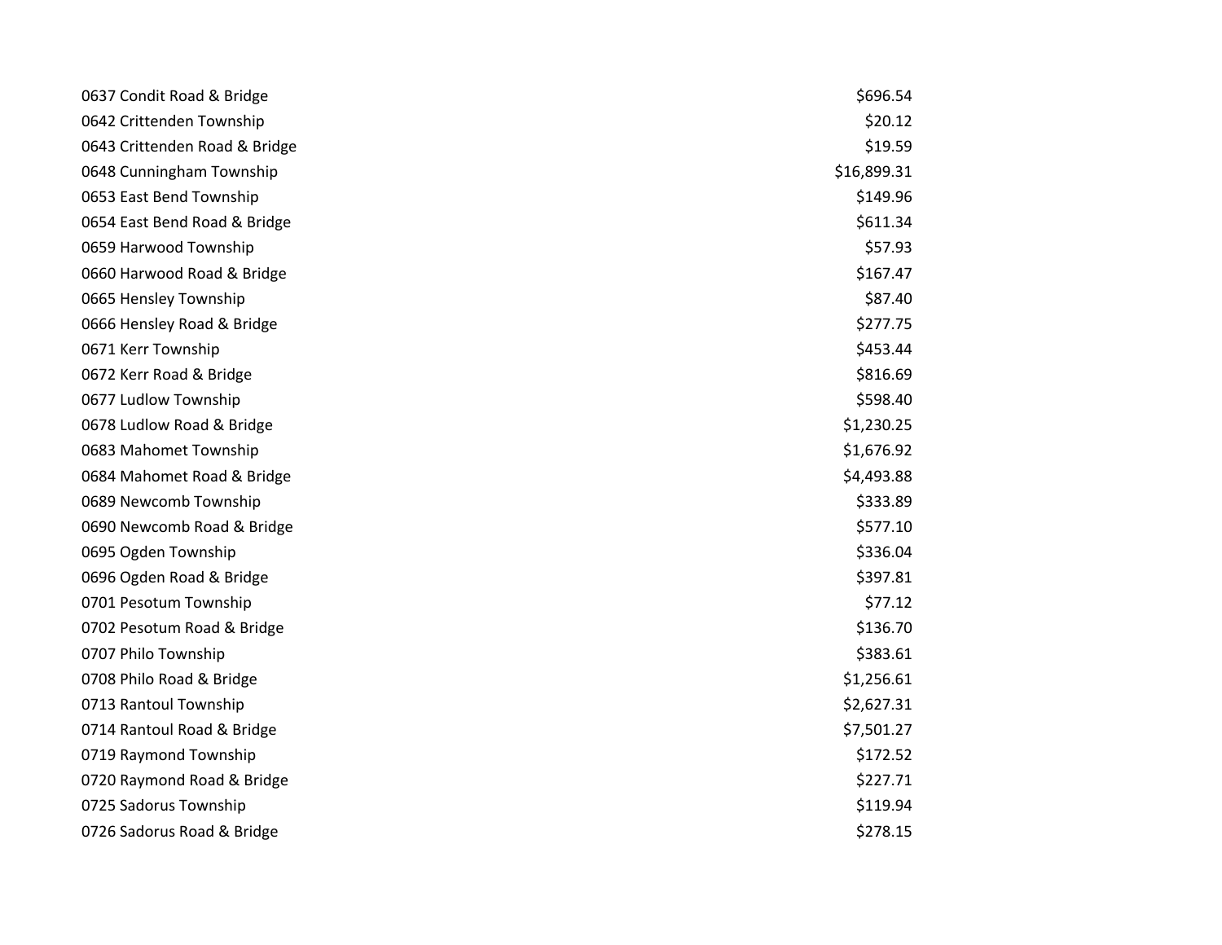| | |
|---|---|
| 0637 Condit Road & Bridge | $696.54 |
| 0642 Crittenden Township | $20.12 |
| 0643 Crittenden Road & Bridge | $19.59 |
| 0648 Cunningham Township | $16,899.31 |
| 0653 East Bend Township | $149.96 |
| 0654 East Bend Road & Bridge | $611.34 |
| 0659 Harwood Township | $57.93 |
| 0660 Harwood Road & Bridge | $167.47 |
| 0665 Hensley Township | $87.40 |
| 0666 Hensley Road & Bridge | $277.75 |
| 0671 Kerr Township | $453.44 |
| 0672 Kerr Road & Bridge | $816.69 |
| 0677 Ludlow Township | $598.40 |
| 0678 Ludlow Road & Bridge | $1,230.25 |
| 0683 Mahomet Township | $1,676.92 |
| 0684 Mahomet Road & Bridge | $4,493.88 |
| 0689 Newcomb Township | $333.89 |
| 0690 Newcomb Road & Bridge | $577.10 |
| 0695 Ogden Township | $336.04 |
| 0696 Ogden Road & Bridge | $397.81 |
| 0701 Pesotum Township | $77.12 |
| 0702 Pesotum Road & Bridge | $136.70 |
| 0707 Philo Township | $383.61 |
| 0708 Philo Road & Bridge | $1,256.61 |
| 0713 Rantoul Township | $2,627.31 |
| 0714 Rantoul Road & Bridge | $7,501.27 |
| 0719 Raymond Township | $172.52 |
| 0720 Raymond Road & Bridge | $227.71 |
| 0725 Sadorus Township | $119.94 |
| 0726 Sadorus Road & Bridge | $278.15 |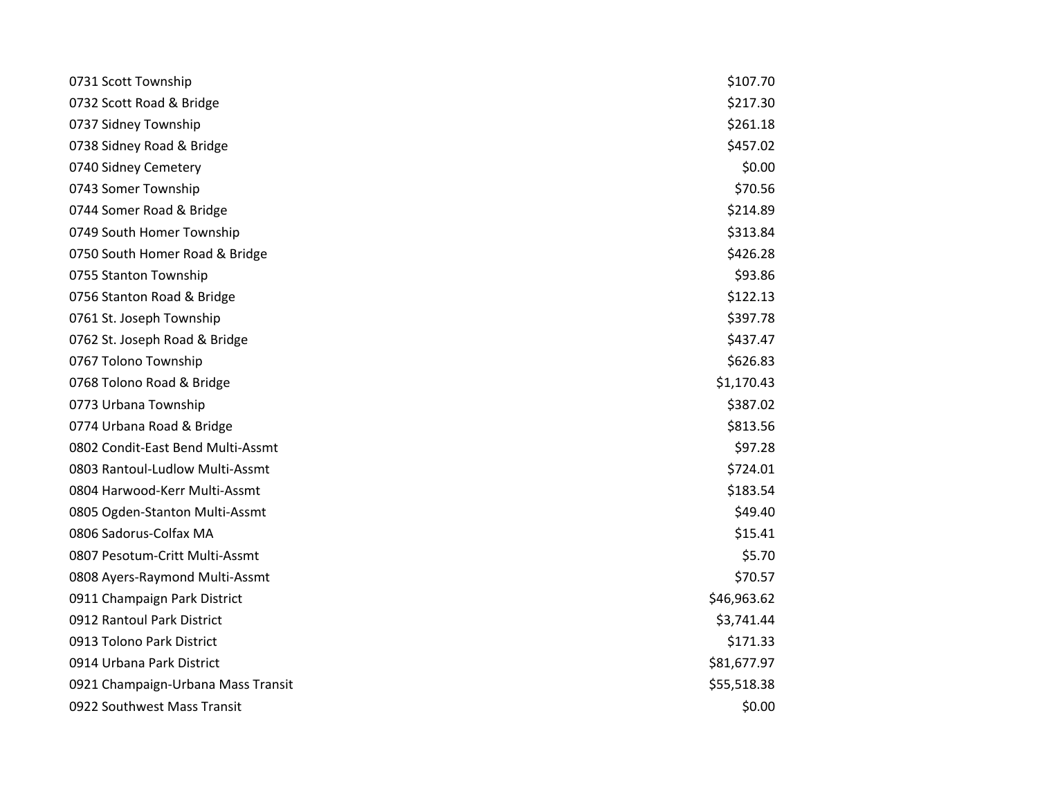| | |
|---|---|
| 0731 Scott Township | $107.70 |
| 0732 Scott Road & Bridge | $217.30 |
| 0737 Sidney Township | $261.18 |
| 0738 Sidney Road & Bridge | $457.02 |
| 0740 Sidney Cemetery | $0.00 |
| 0743 Somer Township | $70.56 |
| 0744 Somer Road & Bridge | $214.89 |
| 0749 South Homer Township | $313.84 |
| 0750 South Homer Road & Bridge | $426.28 |
| 0755 Stanton Township | $93.86 |
| 0756 Stanton Road & Bridge | $122.13 |
| 0761 St. Joseph Township | $397.78 |
| 0762 St. Joseph Road & Bridge | $437.47 |
| 0767 Tolono Township | $626.83 |
| 0768 Tolono Road & Bridge | $1,170.43 |
| 0773 Urbana Township | $387.02 |
| 0774 Urbana Road & Bridge | $813.56 |
| 0802 Condit-East Bend Multi-Assmt | $97.28 |
| 0803 Rantoul-Ludlow Multi-Assmt | $724.01 |
| 0804 Harwood-Kerr Multi-Assmt | $183.54 |
| 0805 Ogden-Stanton Multi-Assmt | $49.40 |
| 0806 Sadorus-Colfax MA | $15.41 |
| 0807 Pesotum-Critt Multi-Assmt | $5.70 |
| 0808 Ayers-Raymond Multi-Assmt | $70.57 |
| 0911 Champaign Park District | $46,963.62 |
| 0912 Rantoul Park District | $3,741.44 |
| 0913 Tolono Park District | $171.33 |
| 0914 Urbana Park District | $81,677.97 |
| 0921 Champaign-Urbana Mass Transit | $55,518.38 |
| 0922 Southwest Mass Transit | $0.00 |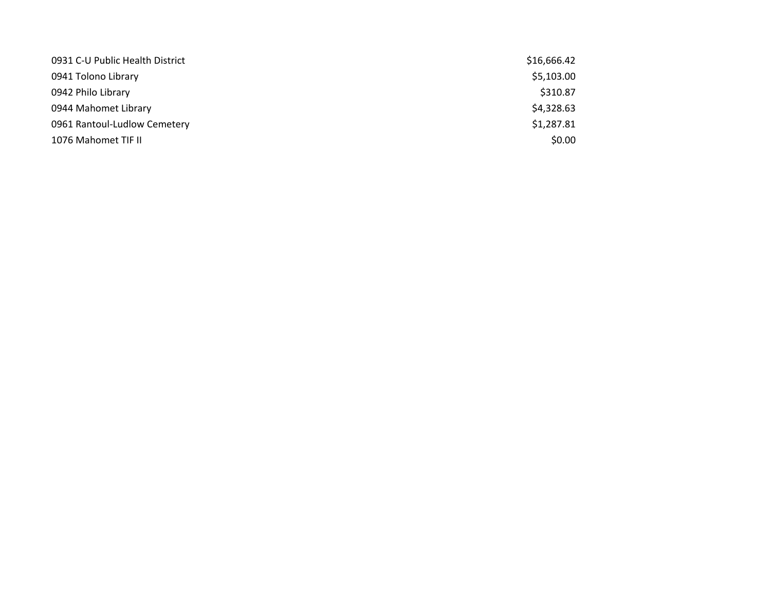| | |
|---|---|
| 0931 C-U Public Health District | $16,666.42 |
| 0941 Tolono Library | $5,103.00 |
| 0942 Philo Library | $310.87 |
| 0944 Mahomet Library | $4,328.63 |
| 0961 Rantoul-Ludlow Cemetery | $1,287.81 |
| 1076 Mahomet TIF II | $0.00 |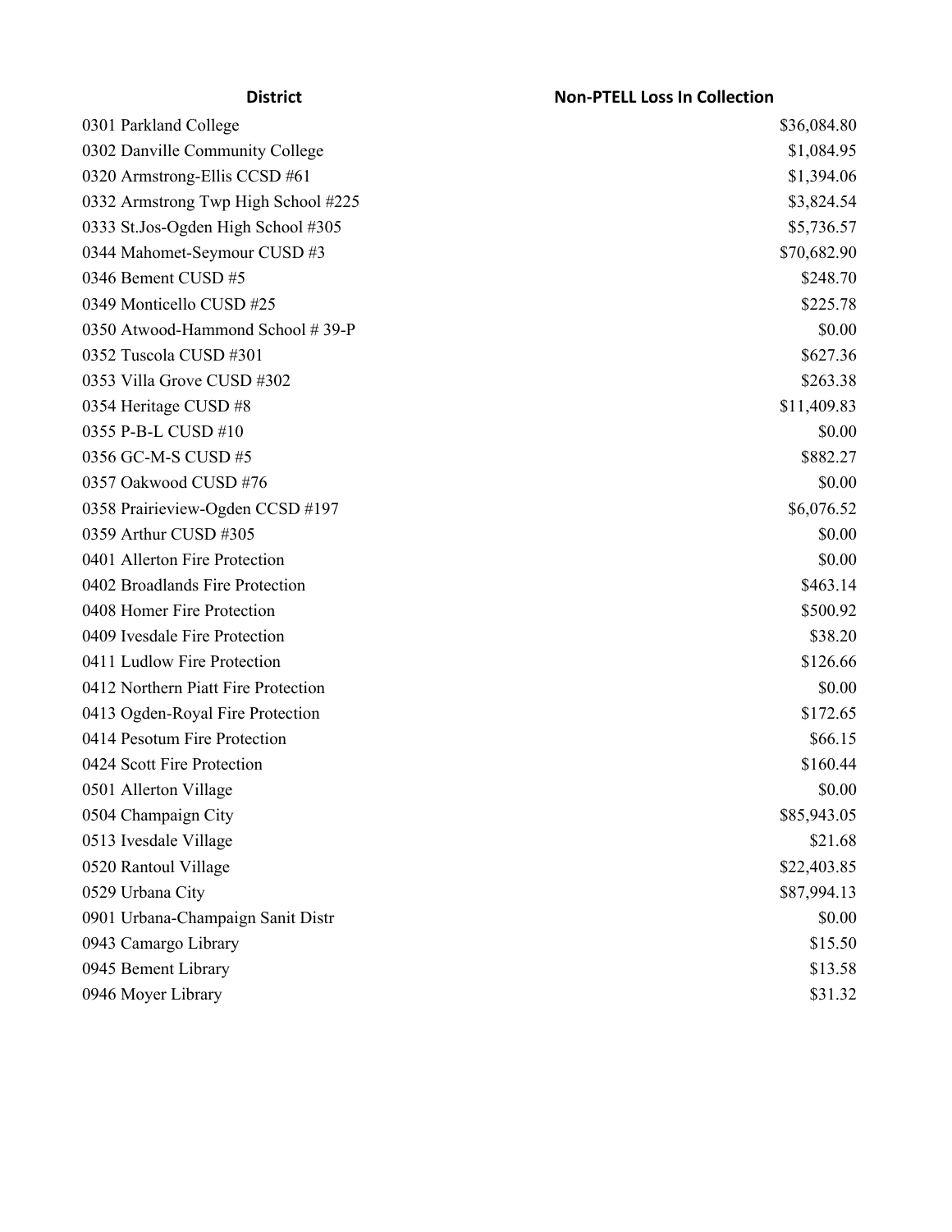| District | Non-PTELL Loss In Collection |
|---|---|
| 0301 Parkland College | $36,084.80 |
| 0302 Danville Community College | $1,084.95 |
| 0320 Armstrong-Ellis CCSD #61 | $1,394.06 |
| 0332 Armstrong Twp High School #225 | $3,824.54 |
| 0333 St.Jos-Ogden High School #305 | $5,736.57 |
| 0344 Mahomet-Seymour CUSD #3 | $70,682.90 |
| 0346 Bement CUSD #5 | $248.70 |
| 0349 Monticello CUSD #25 | $225.78 |
| 0350 Atwood-Hammond School # 39-P | $0.00 |
| 0352 Tuscola CUSD #301 | $627.36 |
| 0353 Villa Grove CUSD #302 | $263.38 |
| 0354 Heritage CUSD #8 | $11,409.83 |
| 0355 P-B-L CUSD #10 | $0.00 |
| 0356 GC-M-S CUSD #5 | $882.27 |
| 0357 Oakwood CUSD #76 | $0.00 |
| 0358 Prairieview-Ogden CCSD #197 | $6,076.52 |
| 0359 Arthur CUSD #305 | $0.00 |
| 0401 Allerton Fire Protection | $0.00 |
| 0402 Broadlands Fire Protection | $463.14 |
| 0408 Homer Fire Protection | $500.92 |
| 0409 Ivesdale Fire Protection | $38.20 |
| 0411 Ludlow Fire Protection | $126.66 |
| 0412 Northern Piatt Fire Protection | $0.00 |
| 0413 Ogden-Royal Fire Protection | $172.65 |
| 0414 Pesotum Fire Protection | $66.15 |
| 0424 Scott Fire Protection | $160.44 |
| 0501 Allerton Village | $0.00 |
| 0504 Champaign City | $85,943.05 |
| 0513 Ivesdale Village | $21.68 |
| 0520 Rantoul Village | $22,403.85 |
| 0529 Urbana City | $87,994.13 |
| 0901 Urbana-Champaign Sanit Distr | $0.00 |
| 0943 Camargo Library | $15.50 |
| 0945 Bement Library | $13.58 |
| 0946 Moyer Library | $31.32 |